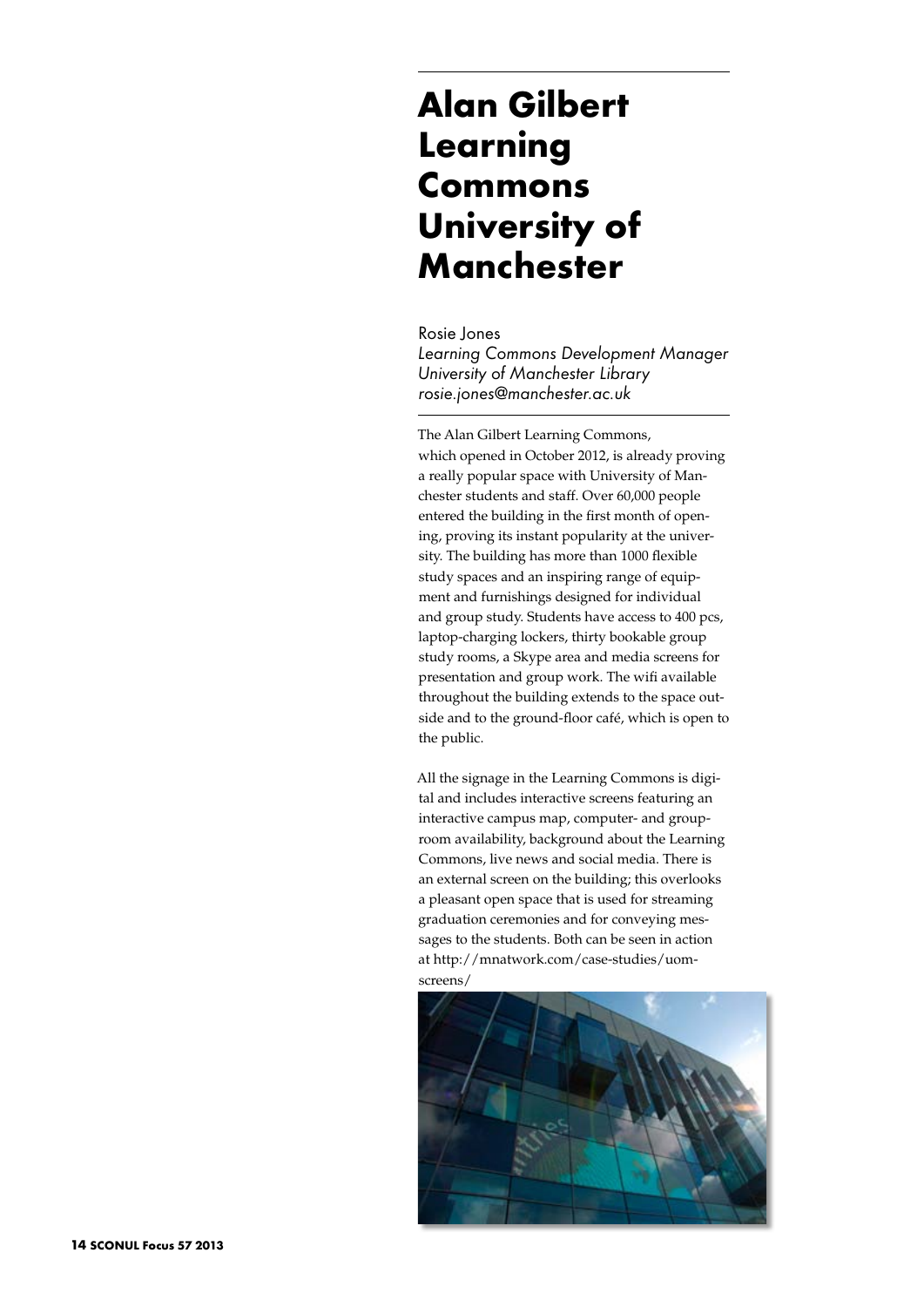# Alan Gilbert Learning Commons University of Manchester

Rosie Jones
*Learning Commons Development Manager*
*University of Manchester Library*
*rosie.jones@manchester.ac.uk*

The Alan Gilbert Learning Commons, which opened in October 2012, is already proving a really popular space with University of Manchester students and staff. Over 60,000 people entered the building in the first month of opening, proving its instant popularity at the university. The building has more than 1000 flexible study spaces and an inspiring range of equipment and furnishings designed for individual and group study. Students have access to 400 pcs, laptop-charging lockers, thirty bookable group study rooms, a Skype area and media screens for presentation and group work. The wifi available throughout the building extends to the space outside and to the ground-floor café, which is open to the public.

All the signage in the Learning Commons is digital and includes interactive screens featuring an interactive campus map, computer- and group-room availability, background about the Learning Commons, live news and social media. There is an external screen on the building; this overlooks a pleasant open space that is used for streaming graduation ceremonies and for conveying messages to the students. Both can be seen in action at http://mnatwork.com/case-studies/uom-screens/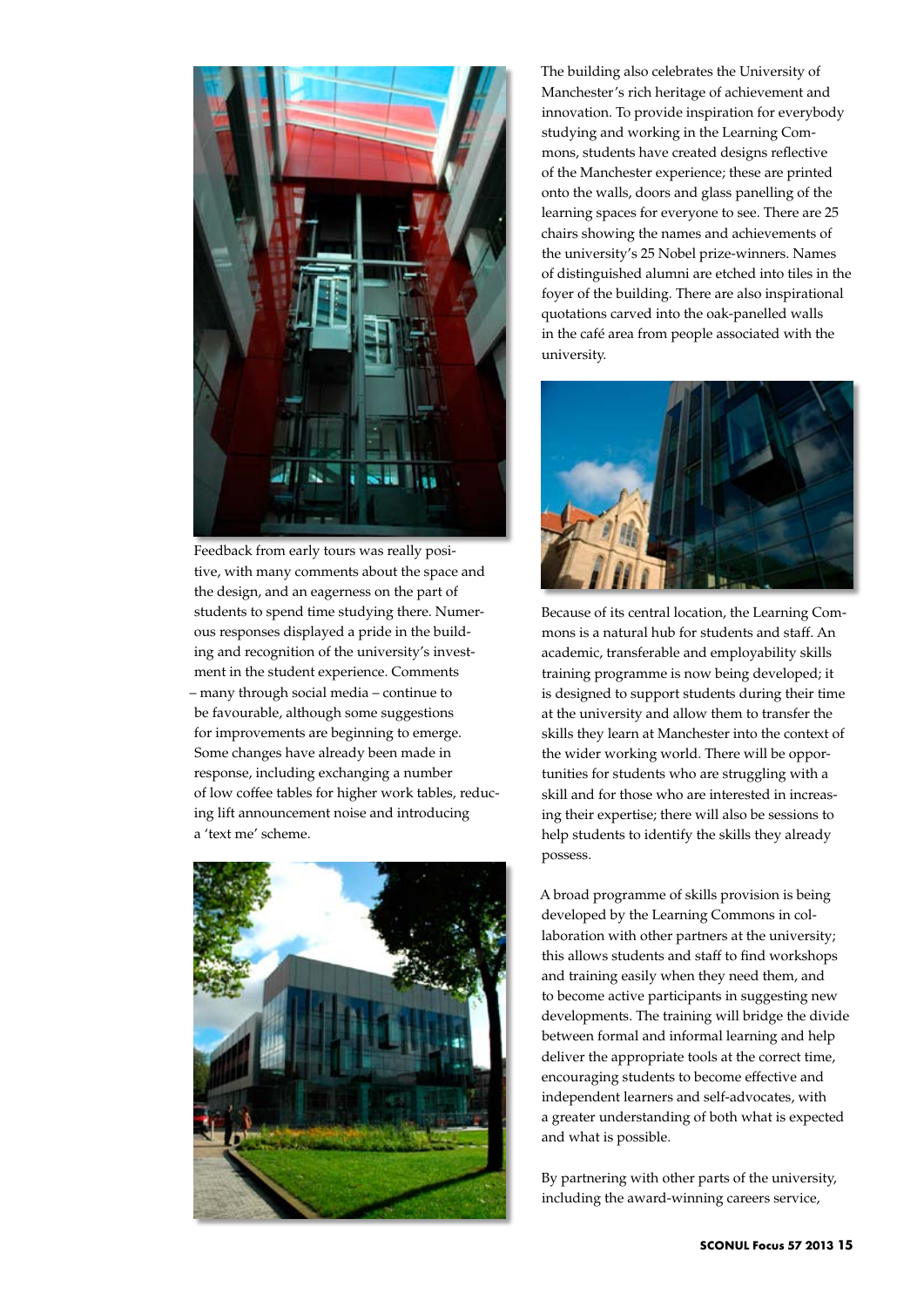Feedback from early tours was really positive, with many comments about the space and the design, and an eagerness on the part of students to spend time studying there. Numerous responses displayed a pride in the building and recognition of the university's investment in the student experience. Comments – many through social media – continue to be favourable, although some suggestions for improvements are beginning to emerge. Some changes have already been made in response, including exchanging a number of low coffee tables for higher work tables, reducing lift announcement noise and introducing a 'text me' scheme.

The building also celebrates the University of Manchester's rich heritage of achievement and innovation. To provide inspiration for everybody studying and working in the Learning Commons, students have created designs reflective of the Manchester experience; these are printed onto the walls, doors and glass panelling of the learning spaces for everyone to see. There are 25 chairs showing the names and achievements of the university's 25 Nobel prize-winners. Names of distinguished alumni are etched into tiles in the foyer of the building. There are also inspirational quotations carved into the oak-panelled walls in the café area from people associated with the university.

Because of its central location, the Learning Commons is a natural hub for students and staff. An academic, transferable and employability skills training programme is now being developed; it is designed to support students during their time at the university and allow them to transfer the skills they learn at Manchester into the context of the wider working world. There will be opportunities for students who are struggling with a skill and for those who are interested in increasing their expertise; there will also be sessions to help students to identify the skills they already possess.

A broad programme of skills provision is being developed by the Learning Commons in collaboration with other partners at the university; this allows students and staff to find workshops and training easily when they need them, and to become active participants in suggesting new developments. The training will bridge the divide between formal and informal learning and help deliver the appropriate tools at the correct time, encouraging students to become effective and independent learners and self-advocates, with a greater understanding of both what is expected and what is possible.

By partnering with other parts of the university, including the award-winning careers service,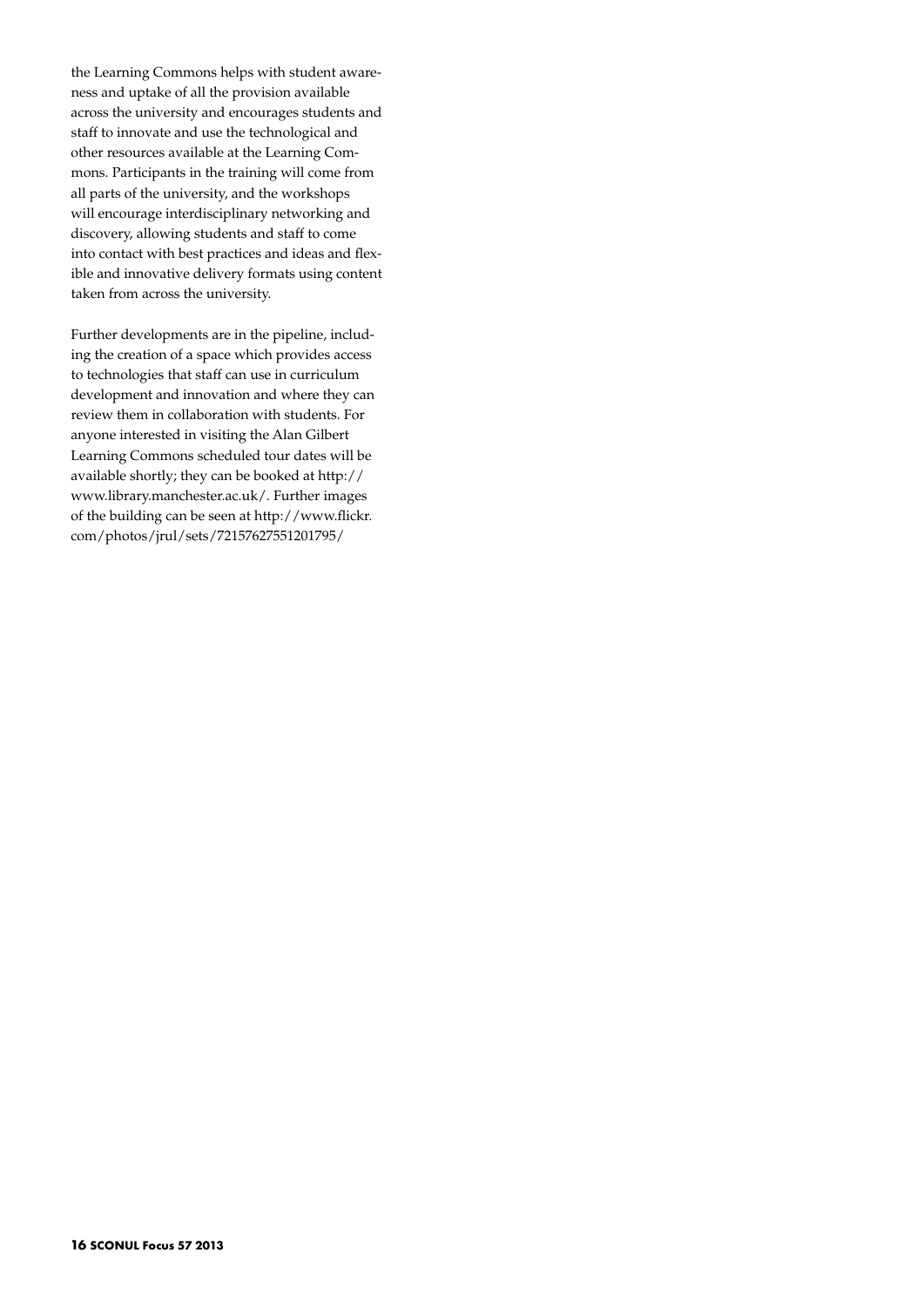the Learning Commons helps with student awareness and uptake of all the provision available across the university and encourages students and staff to innovate and use the technological and other resources available at the Learning Commons. Participants in the training will come from all parts of the university, and the workshops will encourage interdisciplinary networking and discovery, allowing students and staff to come into contact with best practices and ideas and flexible and innovative delivery formats using content taken from across the university.

Further developments are in the pipeline, including the creation of a space which provides access to technologies that staff can use in curriculum development and innovation and where they can review them in collaboration with students. For anyone interested in visiting the Alan Gilbert Learning Commons scheduled tour dates will be available shortly; they can be booked at http://www.library.manchester.ac.uk/. Further images of the building can be seen at http://www.flickr.com/photos/jrul/sets/72157627551201795/